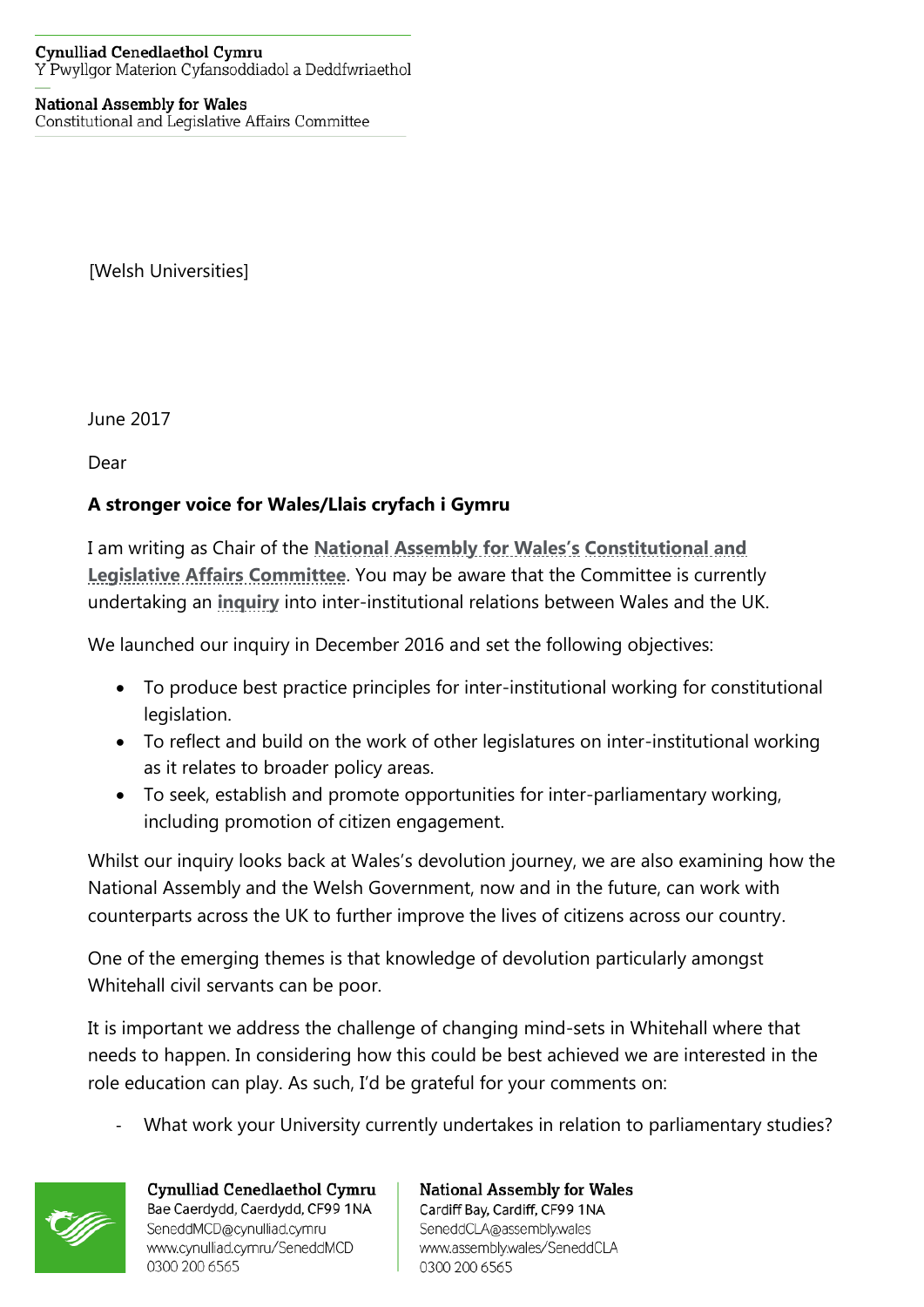Cynulliad Cenedlaethol Cymru
Y Pwyllgor Materion Cyfansoddiadol a Deddfwriaethol

National Assembly for Wales
Constitutional and Legislative Affairs Committee

[Welsh Universities]

June 2017

Dear

**A stronger voice for Wales/Llais cryfach i Gymru**

I am writing as Chair of the **National Assembly for Wales's Constitutional and Legislative Affairs Committee**. You may be aware that the Committee is currently undertaking an **inquiry** into inter-institutional relations between Wales and the UK.

We launched our inquiry in December 2016 and set the following objectives:

- To produce best practice principles for inter-institutional working for constitutional legislation.
- To reflect and build on the work of other legislatures on inter-institutional working as it relates to broader policy areas.
- To seek, establish and promote opportunities for inter-parliamentary working, including promotion of citizen engagement.

Whilst our inquiry looks back at Wales's devolution journey, we are also examining how the National Assembly and the Welsh Government, now and in the future, can work with counterparts across the UK to further improve the lives of citizens across our country.

One of the emerging themes is that knowledge of devolution particularly amongst Whitehall civil servants can be poor.

It is important we address the challenge of changing mind-sets in Whitehall where that needs to happen. In considering how this could be best achieved we are interested in the role education can play. As such, I'd be grateful for your comments on:

- What work your University currently undertakes in relation to parliamentary studies?

Cynulliad Cenedlaethol Cymru
Bae Caerdydd, Caerdydd, CF99 1NA
SeneddMCD@cynulliad.cymru
www.cynulliad.cymru/SeneddMCD
0300 200 6565

National Assembly for Wales
Cardiff Bay, Cardiff, CF99 1NA
SeneddCLA@assembly.wales
www.assembly.wales/SeneddCLA
0300 200 6565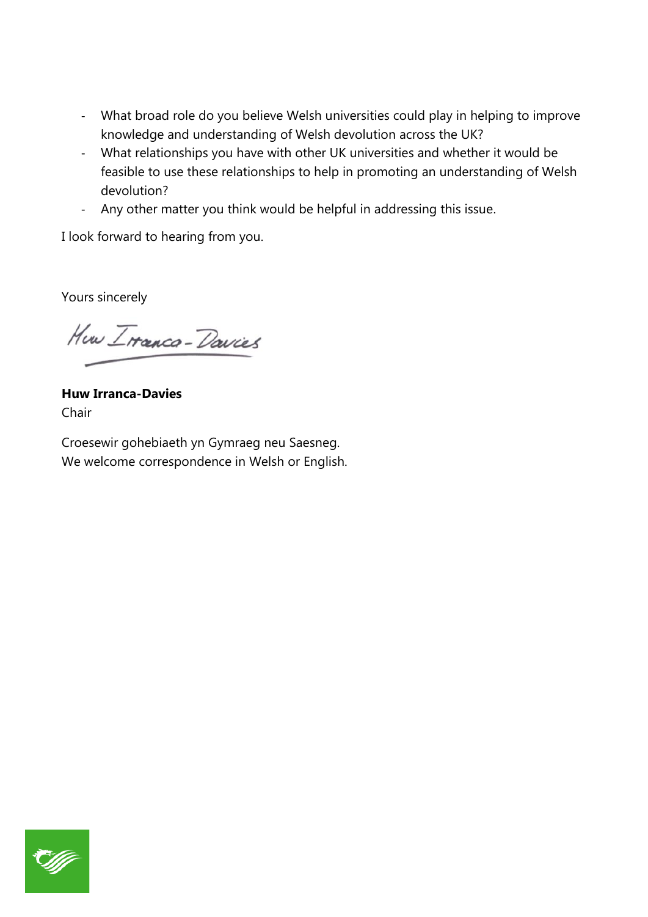- What broad role do you believe Welsh universities could play in helping to improve knowledge and understanding of Welsh devolution across the UK?
- What relationships you have with other UK universities and whether it would be feasible to use these relationships to help in promoting an understanding of Welsh devolution?
- Any other matter you think would be helpful in addressing this issue.

I look forward to hearing from you.

Yours sincerely

Huw Irranca-Davies

**Huw Irranca-Davies**
Chair

Croesewir gohebiaeth yn Gymraeg neu Saesneg.
We welcome correspondence in Welsh or English.